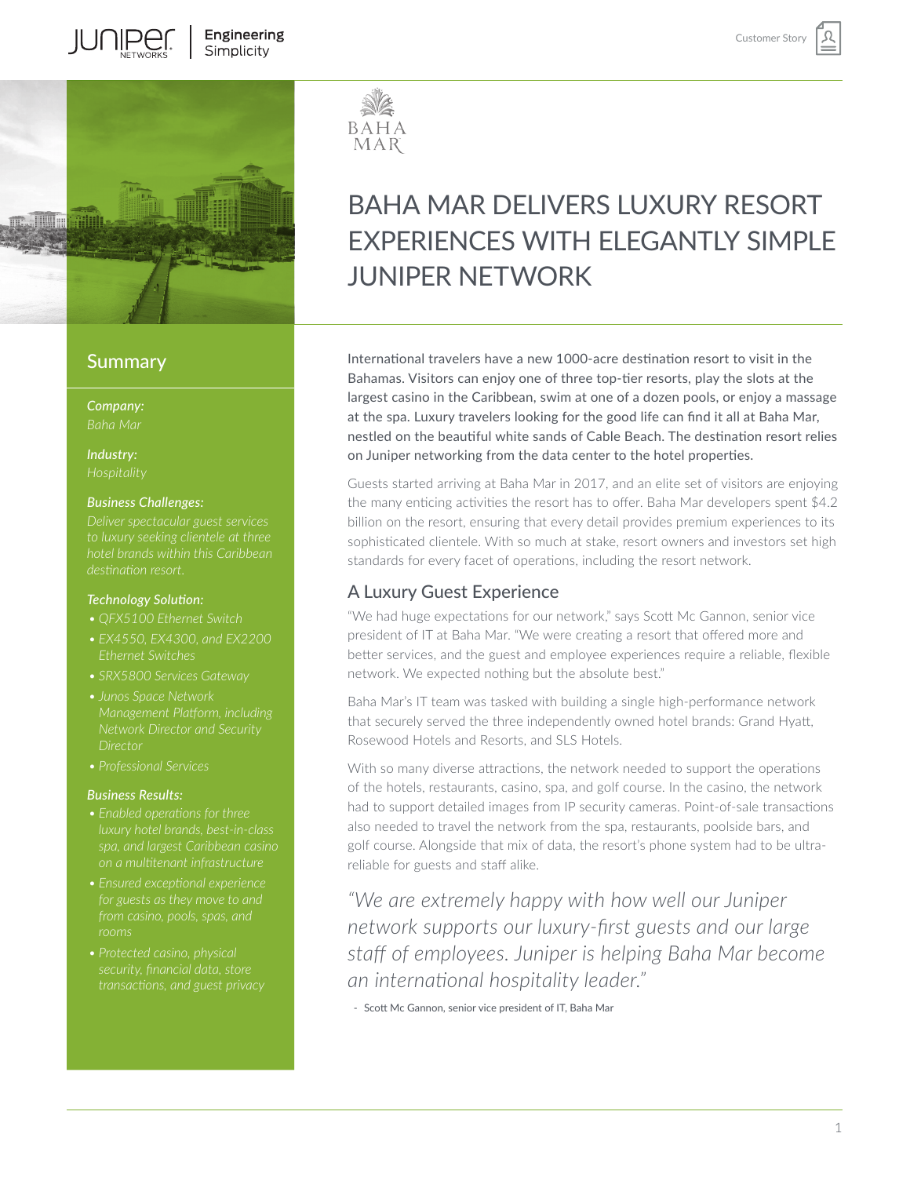# BAHA MAR DELIVERS LUXURY RESORT EXPERIENCES WITH ELEGANTLY SIMPLE JUNIPER NETWORK

## Summary

***Company:***
*Baha Mar*

***Industry:***
*Hospitality*

***Business Challenges:***
*Deliver spectacular guest services to luxury seeking clientele at three hotel brands within this Caribbean destination resort.*

***Technology Solution:***
- *QFX5100 Ethernet Switch*
- *EX4550, EX4300, and EX2200 Ethernet Switches*
- *SRX5800 Services Gateway*
- *Junos Space Network Management Platform, including Network Director and Security Director*
- *Professional Services*

***Business Results:***
- *Enabled operations for three luxury hotel brands, best-in-class spa, and largest Caribbean casino on a multitenant infrastructure*
- *Ensured exceptional experience for guests as they move to and from casino, pools, spas, and rooms*
- *Protected casino, physical security, financial data, store transactions, and guest privacy*

International travelers have a new 1000-acre destination resort to visit in the Bahamas. Visitors can enjoy one of three top-tier resorts, play the slots at the largest casino in the Caribbean, swim at one of a dozen pools, or enjoy a massage at the spa. Luxury travelers looking for the good life can find it all at Baha Mar, nestled on the beautiful white sands of Cable Beach. The destination resort relies on Juniper networking from the data center to the hotel properties.

Guests started arriving at Baha Mar in 2017, and an elite set of visitors are enjoying the many enticing activities the resort has to offer. Baha Mar developers spent $4.2 billion on the resort, ensuring that every detail provides premium experiences to its sophisticated clientele. With so much at stake, resort owners and investors set high standards for every facet of operations, including the resort network.

## A Luxury Guest Experience

"We had huge expectations for our network," says Scott Mc Gannon, senior vice president of IT at Baha Mar. "We were creating a resort that offered more and better services, and the guest and employee experiences require a reliable, flexible network. We expected nothing but the absolute best."

Baha Mar's IT team was tasked with building a single high-performance network that securely served the three independently owned hotel brands: Grand Hyatt, Rosewood Hotels and Resorts, and SLS Hotels.

With so many diverse attractions, the network needed to support the operations of the hotels, restaurants, casino, spa, and golf course. In the casino, the network had to support detailed images from IP security cameras. Point-of-sale transactions also needed to travel the network from the spa, restaurants, poolside bars, and golf course. Alongside that mix of data, the resort's phone system had to be ultra-reliable for guests and staff alike.

*"We are extremely happy with how well our Juniper network supports our luxury-first guests and our large staff of employees. Juniper is helping Baha Mar become an international hospitality leader."*

- Scott Mc Gannon, senior vice president of IT, Baha Mar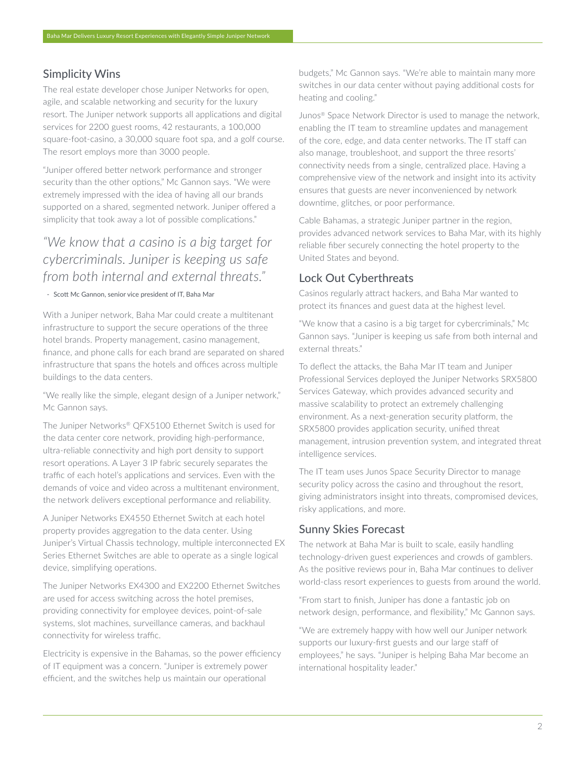## Simplicity Wins

The real estate developer chose Juniper Networks for open, agile, and scalable networking and security for the luxury resort. The Juniper network supports all applications and digital services for 2200 guest rooms, 42 restaurants, a 100,000 square-foot-casino, a 30,000 square foot spa, and a golf course. The resort employs more than 3000 people.

"Juniper offered better network performance and stronger security than the other options," Mc Gannon says. "We were extremely impressed with the idea of having all our brands supported on a shared, segmented network. Juniper offered a simplicity that took away a lot of possible complications."

> *"We know that a casino is a big target for cybercriminals. Juniper is keeping us safe from both internal and external threats."*
>
> \- Scott Mc Gannon, senior vice president of IT, Baha Mar

With a Juniper network, Baha Mar could create a multitenant infrastructure to support the secure operations of the three hotel brands. Property management, casino management, finance, and phone calls for each brand are separated on shared infrastructure that spans the hotels and offices across multiple buildings to the data centers.

"We really like the simple, elegant design of a Juniper network," Mc Gannon says.

The Juniper Networks® QFX5100 Ethernet Switch is used for the data center core network, providing high-performance, ultra-reliable connectivity and high port density to support resort operations. A Layer 3 IP fabric securely separates the traffic of each hotel's applications and services. Even with the demands of voice and video across a multitenant environment, the network delivers exceptional performance and reliability.

A Juniper Networks EX4550 Ethernet Switch at each hotel property provides aggregation to the data center. Using Juniper's Virtual Chassis technology, multiple interconnected EX Series Ethernet Switches are able to operate as a single logical device, simplifying operations.

The Juniper Networks EX4300 and EX2200 Ethernet Switches are used for access switching across the hotel premises, providing connectivity for employee devices, point-of-sale systems, slot machines, surveillance cameras, and backhaul connectivity for wireless traffic.

Electricity is expensive in the Bahamas, so the power efficiency of IT equipment was a concern. "Juniper is extremely power efficient, and the switches help us maintain our operational budgets," Mc Gannon says. "We're able to maintain many more switches in our data center without paying additional costs for heating and cooling."

Junos® Space Network Director is used to manage the network, enabling the IT team to streamline updates and management of the core, edge, and data center networks. The IT staff can also manage, troubleshoot, and support the three resorts' connectivity needs from a single, centralized place. Having a comprehensive view of the network and insight into its activity ensures that guests are never inconvenienced by network downtime, glitches, or poor performance.

Cable Bahamas, a strategic Juniper partner in the region, provides advanced network services to Baha Mar, with its highly reliable fiber securely connecting the hotel property to the United States and beyond.

## Lock Out Cyberthreats

Casinos regularly attract hackers, and Baha Mar wanted to protect its finances and guest data at the highest level.

"We know that a casino is a big target for cybercriminals," Mc Gannon says. "Juniper is keeping us safe from both internal and external threats."

To deflect the attacks, the Baha Mar IT team and Juniper Professional Services deployed the Juniper Networks SRX5800 Services Gateway, which provides advanced security and massive scalability to protect an extremely challenging environment. As a next-generation security platform, the SRX5800 provides application security, unified threat management, intrusion prevention system, and integrated threat intelligence services.

The IT team uses Junos Space Security Director to manage security policy across the casino and throughout the resort, giving administrators insight into threats, compromised devices, risky applications, and more.

## Sunny Skies Forecast

The network at Baha Mar is built to scale, easily handling technology-driven guest experiences and crowds of gamblers. As the positive reviews pour in, Baha Mar continues to deliver world-class resort experiences to guests from around the world.

"From start to finish, Juniper has done a fantastic job on network design, performance, and flexibility," Mc Gannon says.

"We are extremely happy with how well our Juniper network supports our luxury-first guests and our large staff of employees," he says. "Juniper is helping Baha Mar become an international hospitality leader."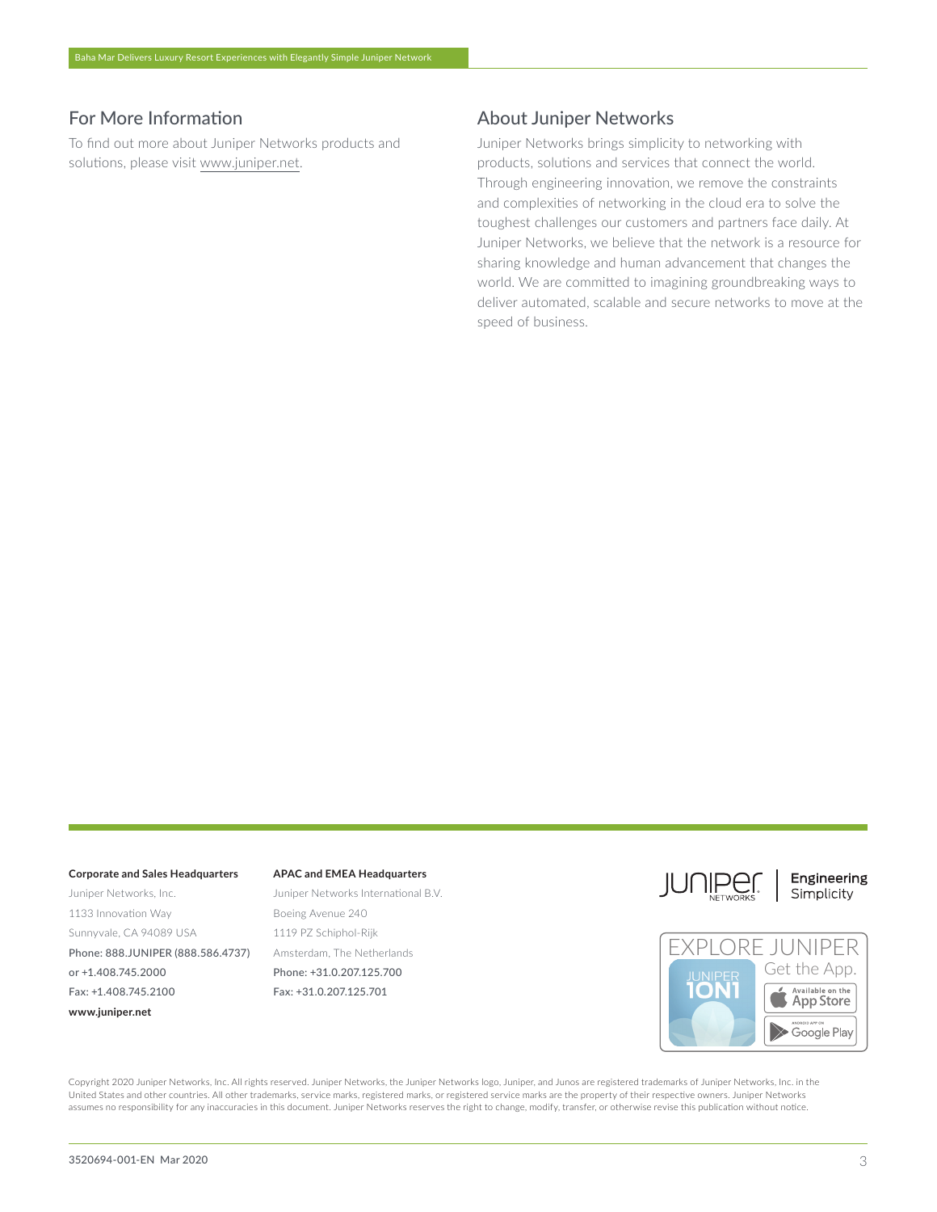## For More Information

To find out more about Juniper Networks products and solutions, please visit www.juniper.net.

## About Juniper Networks

Juniper Networks brings simplicity to networking with products, solutions and services that connect the world. Through engineering innovation, we remove the constraints and complexities of networking in the cloud era to solve the toughest challenges our customers and partners face daily. At Juniper Networks, we believe that the network is a resource for sharing knowledge and human advancement that changes the world. We are committed to imagining groundbreaking ways to deliver automated, scalable and secure networks to move at the speed of business.

**Corporate and Sales Headquarters**

Juniper Networks, Inc.
1133 Innovation Way
Sunnyvale, CA 94089 USA
Phone: 888.JUNIPER (888.586.4737)
or +1.408.745.2000
Fax: +1.408.745.2100
**www.juniper.net**

**APAC and EMEA Headquarters**

Juniper Networks International B.V.
Boeing Avenue 240
1119 PZ Schiphol-Rijk
Amsterdam, The Netherlands
Phone: +31.0.207.125.700
Fax: +31.0.207.125.701

Engineering Simplicity

EXPLORE JUNIPER
Get the App.

Copyright 2020 Juniper Networks, Inc. All rights reserved. Juniper Networks, the Juniper Networks logo, Juniper, and Junos are registered trademarks of Juniper Networks, Inc. in the United States and other countries. All other trademarks, service marks, registered marks, or registered service marks are the property of their respective owners. Juniper Networks assumes no responsibility for any inaccuracies in this document. Juniper Networks reserves the right to change, modify, transfer, or otherwise revise this publication without notice.

3520694-001-EN Mar 2020